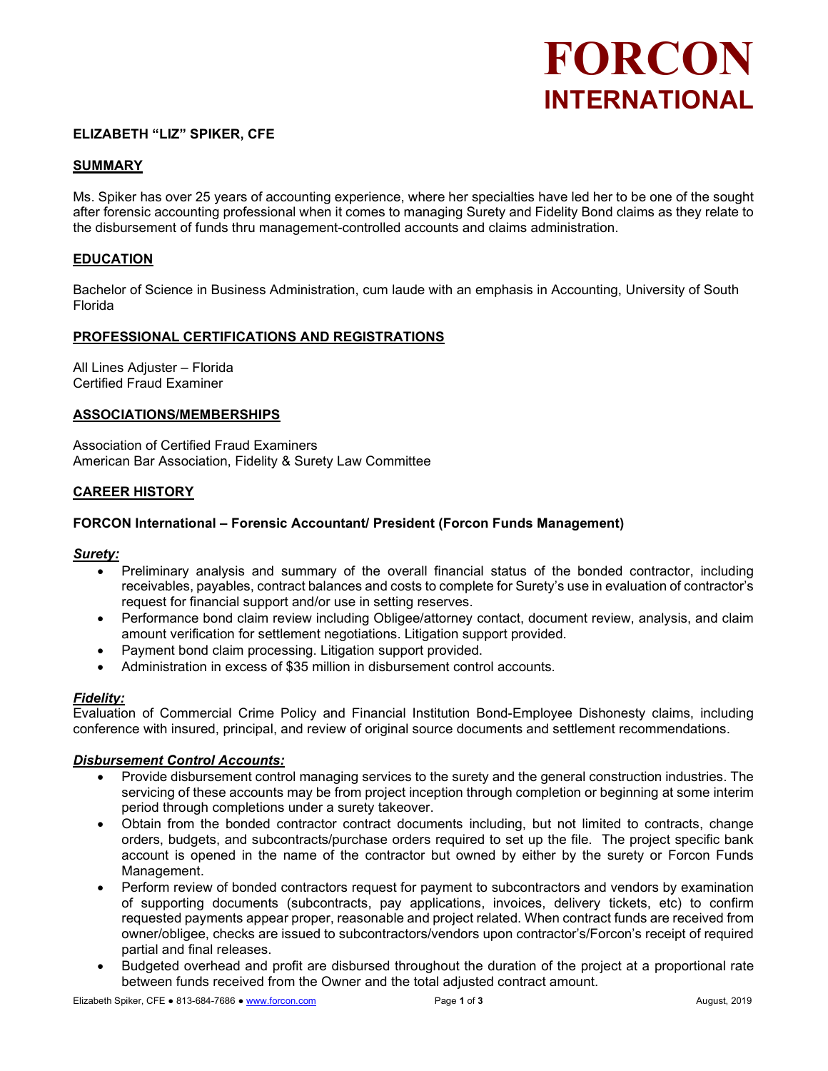# FORCON
## INTERNATIONAL

**ELIZABETH "LIZ" SPIKER, CFE**

## SUMMARY

Ms. Spiker has over 25 years of accounting experience, where her specialties have led her to be one of the sought after forensic accounting professional when it comes to managing Surety and Fidelity Bond claims as they relate to the disbursement of funds thru management-controlled accounts and claims administration.

## EDUCATION

Bachelor of Science in Business Administration, cum laude with an emphasis in Accounting, University of South Florida

## PROFESSIONAL CERTIFICATIONS AND REGISTRATIONS

All Lines Adjuster – Florida
Certified Fraud Examiner

## ASSOCIATIONS/MEMBERSHIPS

Association of Certified Fraud Examiners
American Bar Association, Fidelity & Surety Law Committee

## CAREER HISTORY

### FORCON International – Forensic Accountant/ President (Forcon Funds Management)

***Surety:***

- Preliminary analysis and summary of the overall financial status of the bonded contractor, including receivables, payables, contract balances and costs to complete for Surety's use in evaluation of contractor's request for financial support and/or use in setting reserves.
- Performance bond claim review including Obligee/attorney contact, document review, analysis, and claim amount verification for settlement negotiations. Litigation support provided.
- Payment bond claim processing. Litigation support provided.
- Administration in excess of $35 million in disbursement control accounts.

***Fidelity:***

Evaluation of Commercial Crime Policy and Financial Institution Bond-Employee Dishonesty claims, including conference with insured, principal, and review of original source documents and settlement recommendations.

***Disbursement Control Accounts:***

- Provide disbursement control managing services to the surety and the general construction industries. The servicing of these accounts may be from project inception through completion or beginning at some interim period through completions under a surety takeover.
- Obtain from the bonded contractor contract documents including, but not limited to, contracts, change orders, budgets, and subcontracts/purchase orders required to set up the file. The project specific bank account is opened in the name of the contractor but owned by either by the surety or Forcon Funds Management.
- Perform review of bonded contractors request for payment to subcontractors and vendors by examination of supporting documents (subcontracts, pay applications, invoices, delivery tickets, etc) to confirm requested payments appear proper, reasonable and project related. When contract funds are received from owner/obligee, checks are issued to subcontractors/vendors upon contractor's/Forcon's receipt of required partial and final releases.
- Budgeted overhead and profit are disbursed throughout the duration of the project at a proportional rate between funds received from the Owner and the total adjusted contract amount.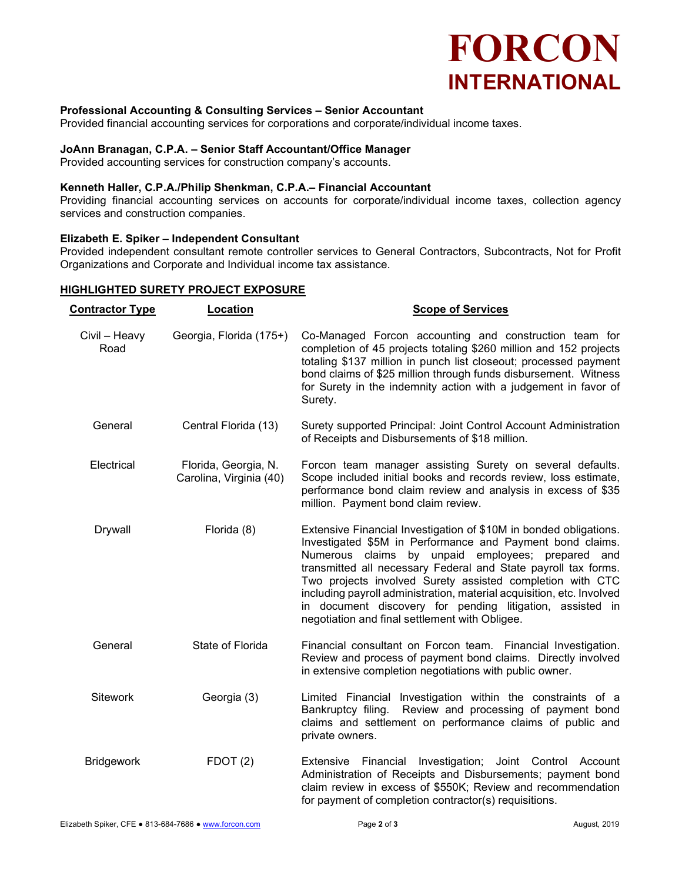# FORCON INTERNATIONAL

**Professional Accounting & Consulting Services – Senior Accountant**
Provided financial accounting services for corporations and corporate/individual income taxes.

**JoAnn Branagan, C.P.A. – Senior Staff Accountant/Office Manager**
Provided accounting services for construction company's accounts.

**Kenneth Haller, C.P.A./Philip Shenkman, C.P.A.– Financial Accountant**
Providing financial accounting services on accounts for corporate/individual income taxes, collection agency services and construction companies.

**Elizabeth E. Spiker – Independent Consultant**
Provided independent consultant remote controller services to General Contractors, Subcontracts, Not for Profit Organizations and Corporate and Individual income tax assistance.

## HIGHLIGHTED SURETY PROJECT EXPOSURE

| Contractor Type | Location | Scope of Services |
|---|---|---|
| Civil – Heavy Road | Georgia, Florida (175+) | Co-Managed Forcon accounting and construction team for completion of 45 projects totaling $260 million and 152 projects totaling $137 million in punch list closeout; processed payment bond claims of $25 million through funds disbursement. Witness for Surety in the indemnity action with a judgement in favor of Surety. |
| General | Central Florida (13) | Surety supported Principal: Joint Control Account Administration of Receipts and Disbursements of $18 million. |
| Electrical | Florida, Georgia, N. Carolina, Virginia (40) | Forcon team manager assisting Surety on several defaults. Scope included initial books and records review, loss estimate, performance bond claim review and analysis in excess of $35 million. Payment bond claim review. |
| Drywall | Florida (8) | Extensive Financial Investigation of $10M in bonded obligations. Investigated $5M in Performance and Payment bond claims. Numerous claims by unpaid employees; prepared and transmitted all necessary Federal and State payroll tax forms. Two projects involved Surety assisted completion with CTC including payroll administration, material acquisition, etc. Involved in document discovery for pending litigation, assisted in negotiation and final settlement with Obligee. |
| General | State of Florida | Financial consultant on Forcon team. Financial Investigation. Review and process of payment bond claims. Directly involved in extensive completion negotiations with public owner. |
| Sitework | Georgia (3) | Limited Financial Investigation within the constraints of a Bankruptcy filing. Review and processing of payment bond claims and settlement on performance claims of public and private owners. |
| Bridgework | FDOT (2) | Extensive Financial Investigation; Joint Control Account Administration of Receipts and Disbursements; payment bond claim review in excess of $550K; Review and recommendation for payment of completion contractor(s) requisitions. |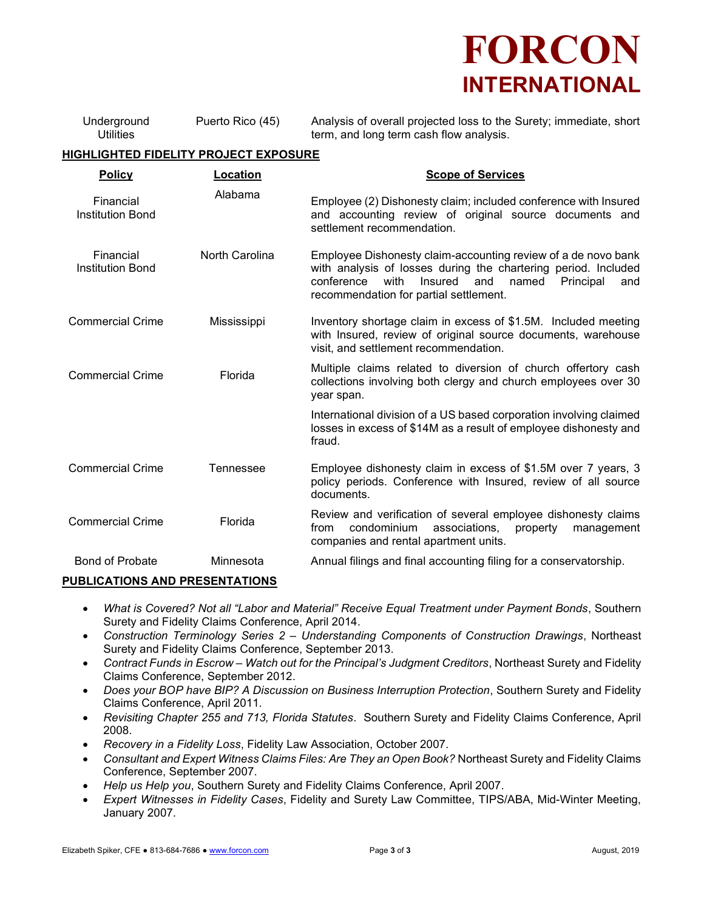| | | |
|---|---|---|
| Underground Utilities | Puerto Rico (45) | Analysis of overall projected loss to the Surety; immediate, short term, and long term cash flow analysis. |

**HIGHLIGHTED FIDELITY PROJECT EXPOSURE**

| Policy | Location | Scope of Services |
|---|---|---|
| Financial Institution Bond | Alabama | Employee (2) Dishonesty claim; included conference with Insured and accounting review of original source documents and settlement recommendation. |
| Financial Institution Bond | North Carolina | Employee Dishonesty claim-accounting review of a de novo bank with analysis of losses during the chartering period. Included conference with Insured and named Principal and recommendation for partial settlement. |
| Commercial Crime | Mississippi | Inventory shortage claim in excess of $1.5M. Included meeting with Insured, review of original source documents, warehouse visit, and settlement recommendation. |
| Commercial Crime | Florida | Multiple claims related to diversion of church offertory cash collections involving both clergy and church employees over 30 year span. |
| | | International division of a US based corporation involving claimed losses in excess of $14M as a result of employee dishonesty and fraud. |
| Commercial Crime | Tennessee | Employee dishonesty claim in excess of $1.5M over 7 years, 3 policy periods. Conference with Insured, review of all source documents. |
| Commercial Crime | Florida | Review and verification of several employee dishonesty claims from condominium associations, property management companies and rental apartment units. |
| Bond of Probate | Minnesota | Annual filings and final accounting filing for a conservatorship. |

**PUBLICATIONS AND PRESENTATIONS**

- *What is Covered? Not all "Labor and Material" Receive Equal Treatment under Payment Bonds*, Southern Surety and Fidelity Claims Conference, April 2014.
- *Construction Terminology Series 2 – Understanding Components of Construction Drawings*, Northeast Surety and Fidelity Claims Conference, September 2013.
- *Contract Funds in Escrow – Watch out for the Principal's Judgment Creditors*, Northeast Surety and Fidelity Claims Conference, September 2012.
- *Does your BOP have BIP? A Discussion on Business Interruption Protection*, Southern Surety and Fidelity Claims Conference, April 2011.
- *Revisiting Chapter 255 and 713, Florida Statutes*. Southern Surety and Fidelity Claims Conference, April 2008.
- *Recovery in a Fidelity Loss*, Fidelity Law Association, October 2007.
- *Consultant and Expert Witness Claims Files: Are They an Open Book?* Northeast Surety and Fidelity Claims Conference, September 2007.
- *Help us Help you*, Southern Surety and Fidelity Claims Conference, April 2007.
- *Expert Witnesses in Fidelity Cases*, Fidelity and Surety Law Committee, TIPS/ABA, Mid-Winter Meeting, January 2007.